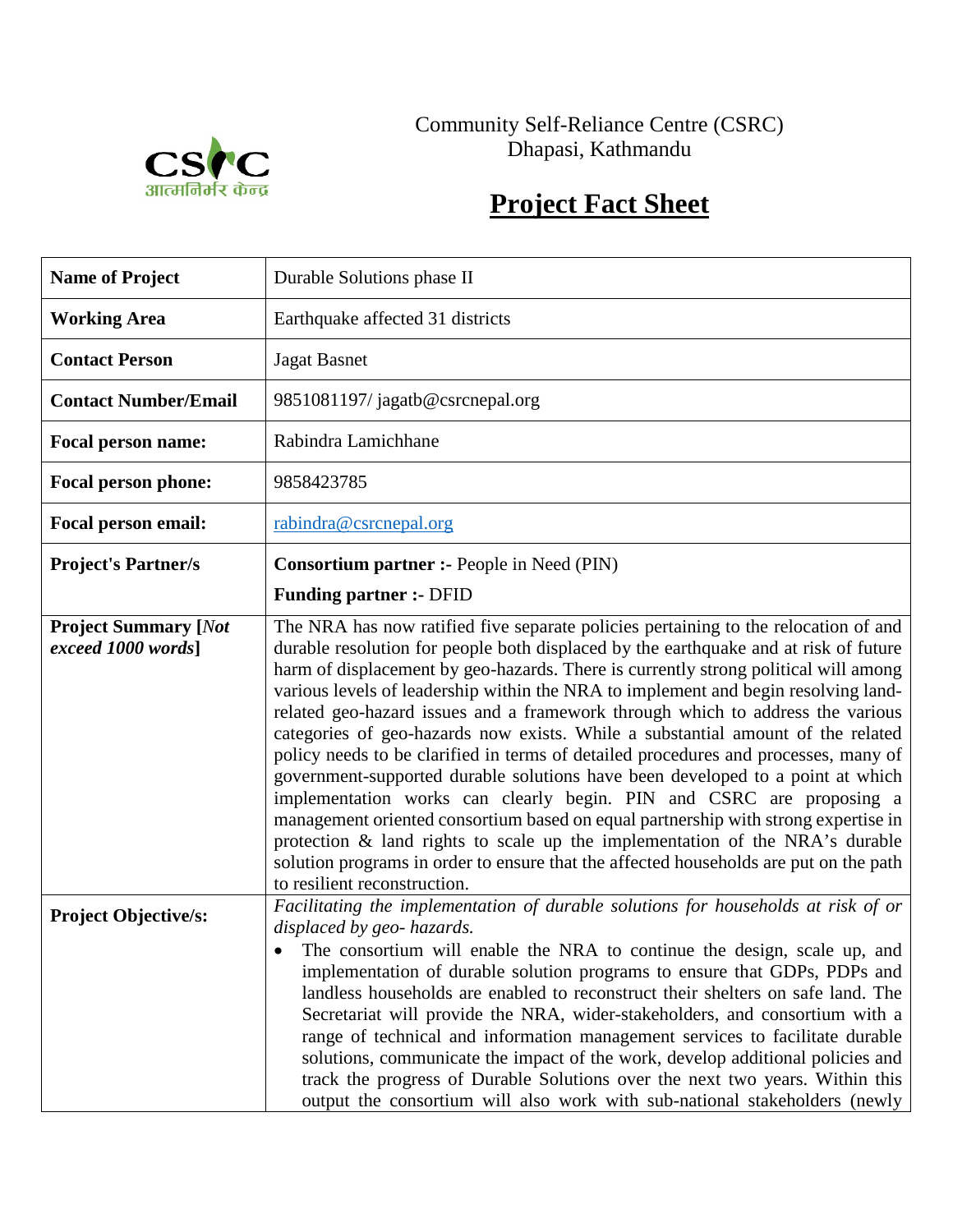Community Self-Reliance Centre (CSRC)
Dhapasi, Kathmandu

# Project Fact Sheet

| **Name of Project** | Durable Solutions phase II |
|---|---|
| **Working Area** | Earthquake affected 31 districts |
| **Contact Person** | Jagat Basnet |
| **Contact Number/Email** | 9851081197/ jagatb@csrcnepal.org |
| **Focal person name:** | Rabindra Lamichhane |
| **Focal person phone:** | 9858423785 |
| **Focal person email:** | rabindra@csrcnepal.org |
| **Project's Partner/s** | **Consortium partner :-** People in Need (PIN)<br>**Funding partner :-** DFID |
| **Project Summary [*Not exceed 1000 words*]** | The NRA has now ratified five separate policies pertaining to the relocation of and durable resolution for people both displaced by the earthquake and at risk of future harm of displacement by geo-hazards. There is currently strong political will among various levels of leadership within the NRA to implement and begin resolving land-related geo-hazard issues and a framework through which to address the various categories of geo-hazards now exists. While a substantial amount of the related policy needs to be clarified in terms of detailed procedures and processes, many of government-supported durable solutions have been developed to a point at which implementation works can clearly begin. PIN and CSRC are proposing a management oriented consortium based on equal partnership with strong expertise in protection & land rights to scale up the implementation of the NRA's durable solution programs in order to ensure that the affected households are put on the path to resilient reconstruction. |
| **Project Objective/s:** | *Facilitating the implementation of durable solutions for households at risk of or displaced by geo- hazards.*<br>• The consortium will enable the NRA to continue the design, scale up, and implementation of durable solution programs to ensure that GDPs, PDPs and landless households are enabled to reconstruct their shelters on safe land. The Secretariat will provide the NRA, wider-stakeholders, and consortium with a range of technical and information management services to facilitate durable solutions, communicate the impact of the work, develop additional policies and track the progress of Durable Solutions over the next two years. Within this output the consortium will also work with sub-national stakeholders (newly |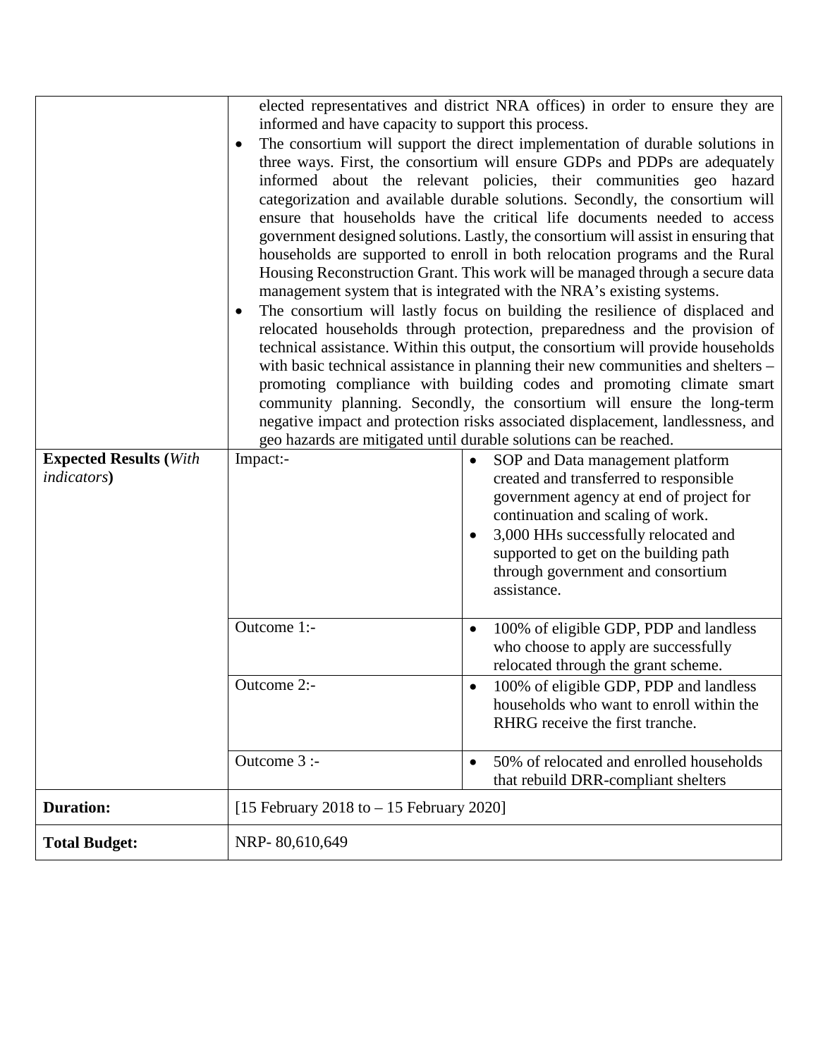| | | |
|---|---|---|
| | elected representatives and district NRA offices) in order to ensure they are informed and have capacity to support this process.<br>• The consortium will support the direct implementation of durable solutions in three ways. First, the consortium will ensure GDPs and PDPs are adequately informed about the relevant policies, their communities geo hazard categorization and available durable solutions. Secondly, the consortium will ensure that households have the critical life documents needed to access government designed solutions. Lastly, the consortium will assist in ensuring that households are supported to enroll in both relocation programs and the Rural Housing Reconstruction Grant. This work will be managed through a secure data management system that is integrated with the NRA's existing systems.<br>• The consortium will lastly focus on building the resilience of displaced and relocated households through protection, preparedness and the provision of technical assistance. Within this output, the consortium will provide households with basic technical assistance in planning their new communities and shelters – promoting compliance with building codes and promoting climate smart community planning. Secondly, the consortium will ensure the long-term negative impact and protection risks associated displacement, landlessness, and geo hazards are mitigated until durable solutions can be reached. | |
| **Expected Results (*With indicators*)** | Impact:- | • SOP and Data management platform created and transferred to responsible government agency at end of project for continuation and scaling of work.<br>• 3,000 HHs successfully relocated and supported to get on the building path through government and consortium assistance. |
| | Outcome 1:- | • 100% of eligible GDP, PDP and landless who choose to apply are successfully relocated through the grant scheme. |
| | Outcome 2:- | • 100% of eligible GDP, PDP and landless households who want to enroll within the RHRG receive the first tranche. |
| | Outcome 3 :- | • 50% of relocated and enrolled households that rebuild DRR-compliant shelters |
| **Duration:** | [15 February 2018 to – 15 February 2020] | |
| **Total Budget:** | NRP- 80,610,649 | |